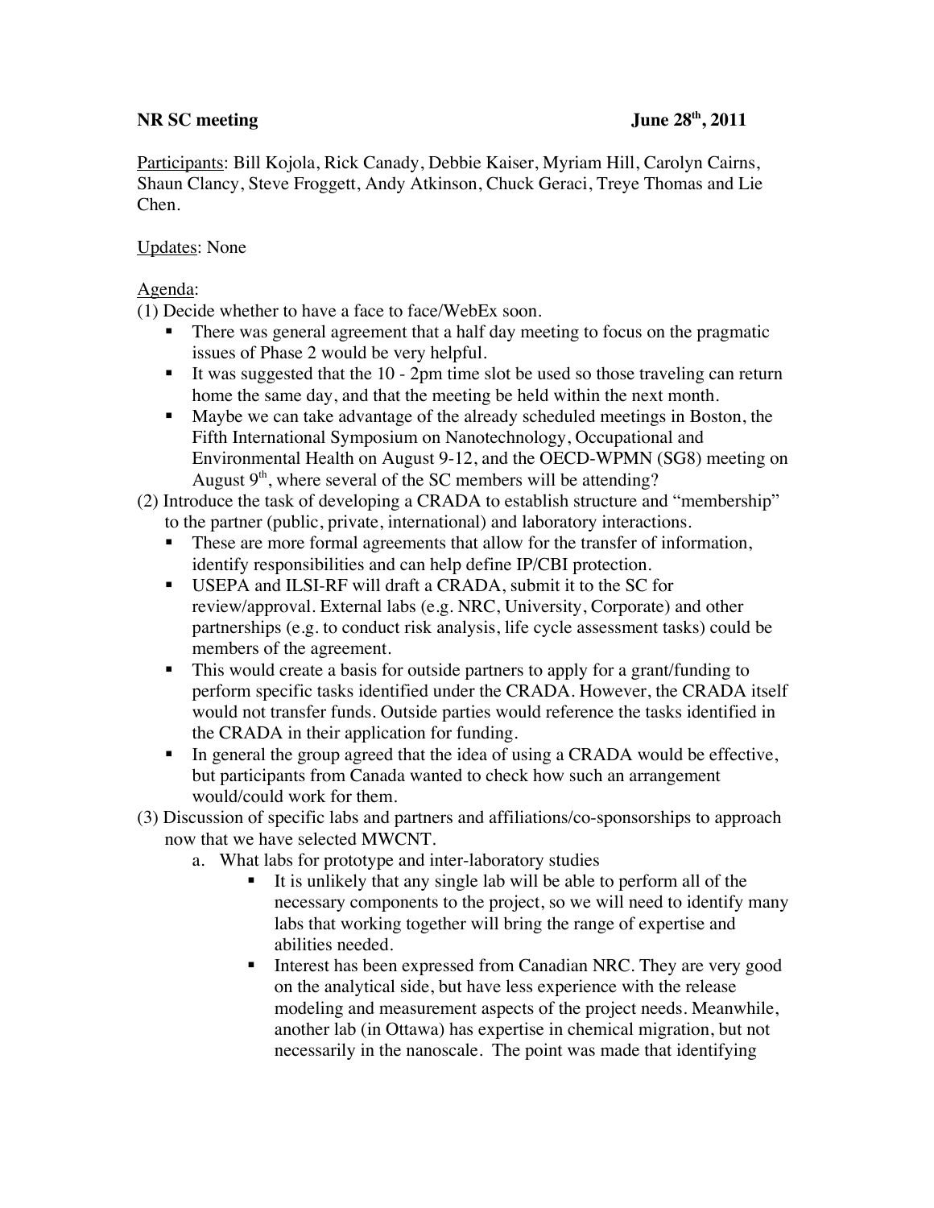**NR SC meeting** **June 28th, 2011**

Participants: Bill Kojola, Rick Canady, Debbie Kaiser, Myriam Hill, Carolyn Cairns, Shaun Clancy, Steve Froggett, Andy Atkinson, Chuck Geraci, Treye Thomas and Lie Chen.

Updates: None

Agenda:

(1) Decide whether to have a face to face/WebEx soon.

- There was general agreement that a half day meeting to focus on the pragmatic issues of Phase 2 would be very helpful.
- It was suggested that the 10 - 2pm time slot be used so those traveling can return home the same day, and that the meeting be held within the next month.
- Maybe we can take advantage of the already scheduled meetings in Boston, the Fifth International Symposium on Nanotechnology, Occupational and Environmental Health on August 9-12, and the OECD-WPMN (SG8) meeting on August 9th, where several of the SC members will be attending?

(2) Introduce the task of developing a CRADA to establish structure and "membership" to the partner (public, private, international) and laboratory interactions.

- These are more formal agreements that allow for the transfer of information, identify responsibilities and can help define IP/CBI protection.
- USEPA and ILSI-RF will draft a CRADA, submit it to the SC for review/approval. External labs (e.g. NRC, University, Corporate) and other partnerships (e.g. to conduct risk analysis, life cycle assessment tasks) could be members of the agreement.
- This would create a basis for outside partners to apply for a grant/funding to perform specific tasks identified under the CRADA. However, the CRADA itself would not transfer funds. Outside parties would reference the tasks identified in the CRADA in their application for funding.
- In general the group agreed that the idea of using a CRADA would be effective, but participants from Canada wanted to check how such an arrangement would/could work for them.

(3) Discussion of specific labs and partners and affiliations/co-sponsorships to approach now that we have selected MWCNT.

a. What labs for prototype and inter-laboratory studies

- It is unlikely that any single lab will be able to perform all of the necessary components to the project, so we will need to identify many labs that working together will bring the range of expertise and abilities needed.
- Interest has been expressed from Canadian NRC. They are very good on the analytical side, but have less experience with the release modeling and measurement aspects of the project needs. Meanwhile, another lab (in Ottawa) has expertise in chemical migration, but not necessarily in the nanoscale. The point was made that identifying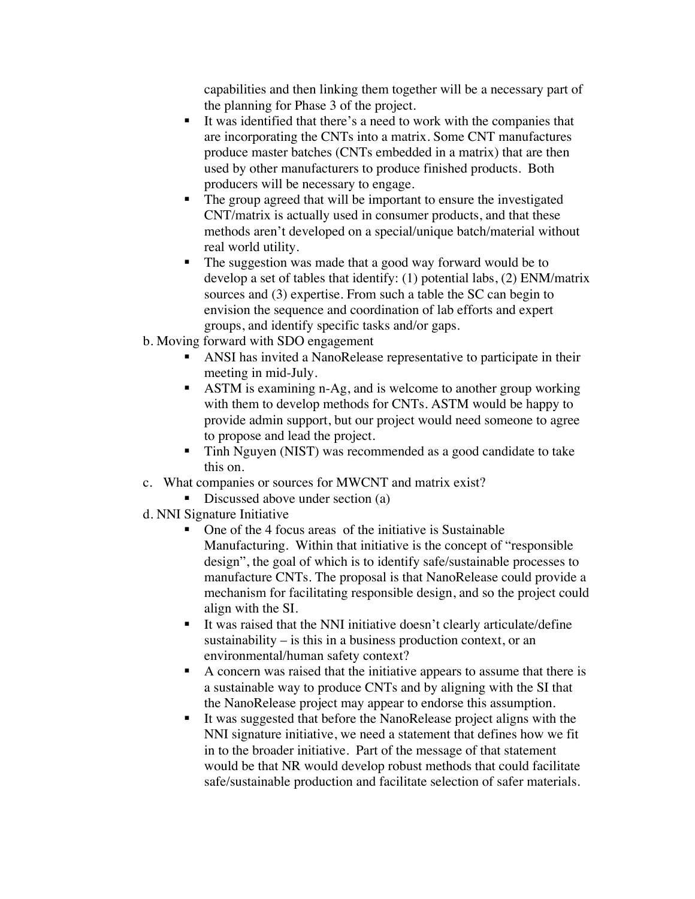capabilities and then linking them together will be a necessary part of the planning for Phase 3 of the project.

- It was identified that there's a need to work with the companies that are incorporating the CNTs into a matrix. Some CNT manufactures produce master batches (CNTs embedded in a matrix) that are then used by other manufacturers to produce finished products. Both producers will be necessary to engage.
- The group agreed that will be important to ensure the investigated CNT/matrix is actually used in consumer products, and that these methods aren't developed on a special/unique batch/material without real world utility.
- The suggestion was made that a good way forward would be to develop a set of tables that identify: (1) potential labs, (2) ENM/matrix sources and (3) expertise. From such a table the SC can begin to envision the sequence and coordination of lab efforts and expert groups, and identify specific tasks and/or gaps.

b. Moving forward with SDO engagement

- ANSI has invited a NanoRelease representative to participate in their meeting in mid-July.
- ASTM is examining n-Ag, and is welcome to another group working with them to develop methods for CNTs. ASTM would be happy to provide admin support, but our project would need someone to agree to propose and lead the project.
- Tinh Nguyen (NIST) was recommended as a good candidate to take this on.

c. What companies or sources for MWCNT and matrix exist?

- Discussed above under section (a)

d. NNI Signature Initiative

- One of the 4 focus areas of the initiative is Sustainable Manufacturing. Within that initiative is the concept of "responsible design", the goal of which is to identify safe/sustainable processes to manufacture CNTs. The proposal is that NanoRelease could provide a mechanism for facilitating responsible design, and so the project could align with the SI.
- It was raised that the NNI initiative doesn't clearly articulate/define sustainability – is this in a business production context, or an environmental/human safety context?
- A concern was raised that the initiative appears to assume that there is a sustainable way to produce CNTs and by aligning with the SI that the NanoRelease project may appear to endorse this assumption.
- It was suggested that before the NanoRelease project aligns with the NNI signature initiative, we need a statement that defines how we fit in to the broader initiative. Part of the message of that statement would be that NR would develop robust methods that could facilitate safe/sustainable production and facilitate selection of safer materials.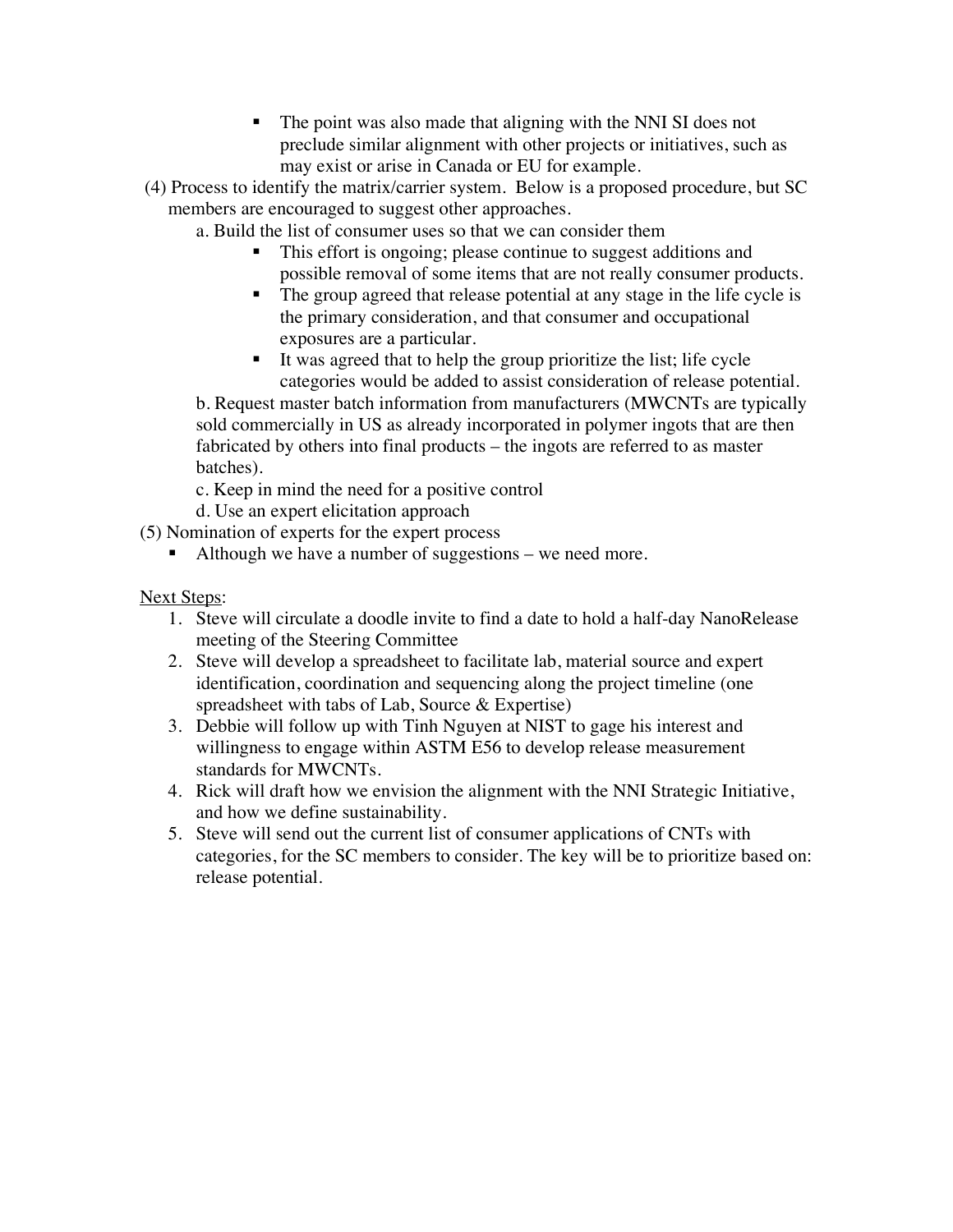- The point was also made that aligning with the NNI SI does not preclude similar alignment with other projects or initiatives, such as may exist or arise in Canada or EU for example.

(4) Process to identify the matrix/carrier system. Below is a proposed procedure, but SC members are encouraged to suggest other approaches.

a. Build the list of consumer uses so that we can consider them
- This effort is ongoing; please continue to suggest additions and possible removal of some items that are not really consumer products.
- The group agreed that release potential at any stage in the life cycle is the primary consideration, and that consumer and occupational exposures are a particular.
- It was agreed that to help the group prioritize the list; life cycle categories would be added to assist consideration of release potential.

b. Request master batch information from manufacturers (MWCNTs are typically sold commercially in US as already incorporated in polymer ingots that are then fabricated by others into final products – the ingots are referred to as master batches).

c. Keep in mind the need for a positive control

d. Use an expert elicitation approach

(5) Nomination of experts for the expert process
- Although we have a number of suggestions – we need more.

<u>Next Steps</u>:

1. Steve will circulate a doodle invite to find a date to hold a half-day NanoRelease meeting of the Steering Committee
2. Steve will develop a spreadsheet to facilitate lab, material source and expert identification, coordination and sequencing along the project timeline (one spreadsheet with tabs of Lab, Source & Expertise)
3. Debbie will follow up with Tinh Nguyen at NIST to gage his interest and willingness to engage within ASTM E56 to develop release measurement standards for MWCNTs.
4. Rick will draft how we envision the alignment with the NNI Strategic Initiative, and how we define sustainability.
5. Steve will send out the current list of consumer applications of CNTs with categories, for the SC members to consider. The key will be to prioritize based on: release potential.